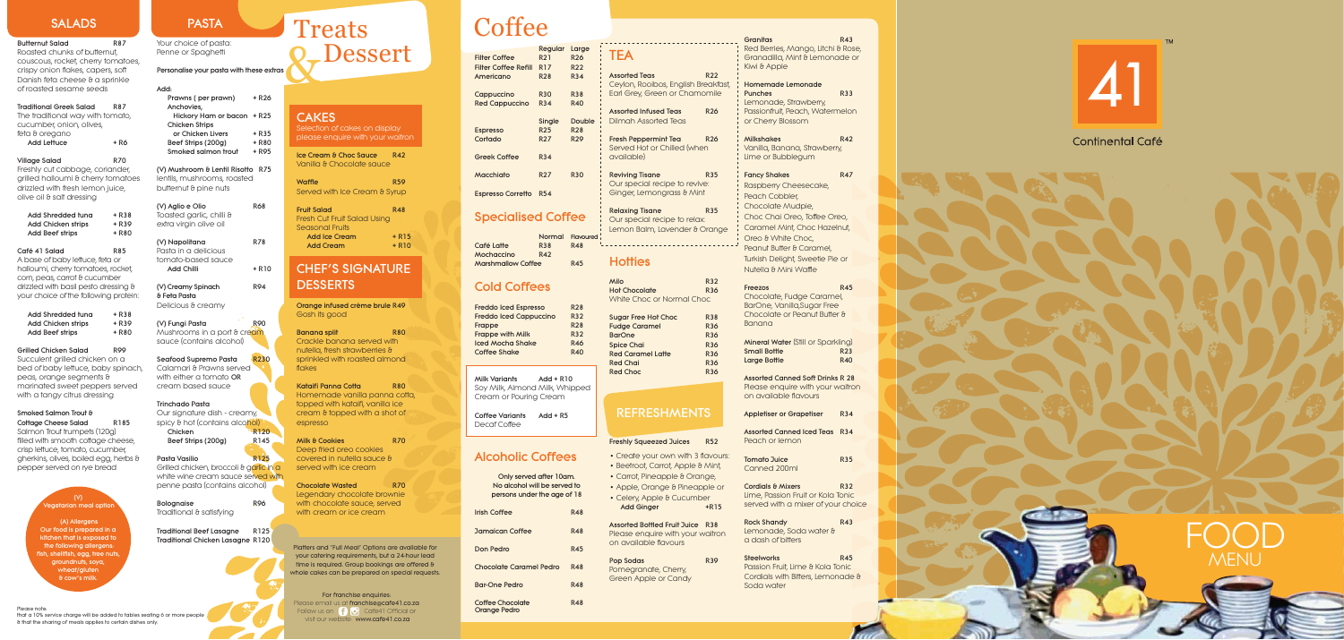# SALADS

**Butternut Salad** R87
Roasted chunks of butternut, couscous, rocket, cherry tomatoes, crispy onion flakes, capers, soft Danish feta cheese & a sprinkle of roasted sesame seeds

**Traditional Greek Salad** R87
The traditional way with tomato, cucumber, onion, olives, feta & oregano

| | |
|---|---|
| Add Lettuce | + R6 |

**Village Salad** R70
Freshly cut cabbage, coriander, grilled halloumi & cherry tomatoes drizzled with fresh lemon juice, olive oil & salt dressing

| | |
|---|---|
| Add Shredded tuna | + R38 |
| Add Chicken strips | + R39 |
| Add Beef strips | + R80 |

**Café 41 Salad** R85
A base of baby lettuce, feta or halloumi, cherry tomatoes, rocket, corn, peas, carrot & cucumber drizzled with basil pesto dressing & your choice of the following protein:

| | |
|---|---|
| Add Shredded tuna | + R38 |
| Add Chicken strips | + R39 |
| Add Beef strips | + R80 |

**Grilled Chicken Salad** R99
Succulent grilled chicken on a bed of baby lettuce, baby spinach, peas, orange segments & marinated sweet peppers served with a tangy citrus dressing

**Smoked Salmon Trout & Cottage Cheese Salad** R185
Salmon Trout trumpets (120g) filled with smooth cottage cheese, crisp lettuce, tomato, cucumber, gherkins, olives, boiled egg, herbs & pepper served on rye bread

(V) Vegetarian meal option

(A) Allergens
Our food is prepared in a kitchen that is exposed to the following allergens: fish, shellfish, egg, tree nuts, groundnuts, soya, wheat/gluten & cow's milk.

Please note
that a 10% service charge will be added to tables seating 6 or more people & that the sharing of meals applies to certain dishes only.

# PASTA

Your choice of pasta:
Penne or Spaghetti

**Personalise your pasta with these extras**

Add:

| | |
|---|---|
| Prawns ( per prawn) | + R26 |
| Anchovies, Hickory Ham or bacon | + R25 |
| Chicken Strips or Chicken Livers | + R35 |
| Beef Strips (200g) | + R80 |
| Smoked salmon trout | + R95 |

**(V) Mushroom & Lentil Risotto** R75
lentils, mushrooms, roasted butternut & pine nuts

**(V) Aglio e Olio** R68
Toasted garlic, chilli & extra virgin olive oil

**(V) Napolitana** R78
Pasta in a delicious tomato-based sauce

| | |
|---|---|
| Add Chilli | + R10 |

**(V) Creamy Spinach & Feta Pasta** R94
Delicious & creamy

**(V) Fungi Pasta** R90
Mushrooms in a port & cream sauce (contains alcohol)

**Seafood Supremo Pasta** R230
Calamari & Prawns served with either a tomato OR cream based sauce

**Trinchado Pasta**
Our signature dish - creamy, spicy & hot (contains alcohol)

| | |
|---|---|
| Chicken | R120 |
| Beef Strips (200g) | R145 |

**Pasta Vasilio** R125
Grilled chicken, broccoli & garlic in a white wine cream sauce served with penne pasta (contains alcohol)

**Bolognaise** R96
Traditional & satisfying

| | |
|---|---|
| **Traditional Beef Lasagne** | R125 |
| **Traditional Chicken Lasagne** | R120 |

# Treats & Dessert

## CAKES

Selection of cakes on display please enquire with your waitron

**Ice Cream & Choc Sauce** R42
Vanilla & Chocolate sauce

**Waffle** R59
Served with Ice Cream & Syrup

**Fruit Salad** R48
Fresh Cut Fruit Salad Using Seasonal Fruits

| | |
|---|---|
| Add Ice Cream | + R15 |
| Add Cream | + R10 |

## CHEF'S SIGNATURE DESSERTS

**Orange infused crème brule** R49
Gosh its good

**Banana split** R80
Crackle banana served with nutella, fresh strawberries & sprinkled with roasted almond flakes

**Kataifi Panna Cotta** R80
Homemade vanilla panna cotta, topped with kataifi, vanilla ice cream & topped with a shot of espresso

**Milk & Cookies** R70
Deep fried oreo cookies covered in nutella sauce & served with ice cream

**Chocolate Wasted** R70
Legendary chocolate brownie with chocolate sauce, served with cream or ice cream

Platters and "Full Meal" Options are available for your catering requirements, but a 24-hour lead time is required. Group bookings are offered & whole cakes can be prepared on special requests.

For franchise enquiries:
Please email us at franchise@cafe41.co.za
Follow us on Cafe41 Official or visit our website: www.cafe41.co.za

# Coffee

| | Regular | Large |
|---|---|---|
| Filter Coffee | R21 | R26 |
| Filter Coffee Refill | R17 | R22 |
| Americano | R28 | R34 |
| Cappuccino | R30 | R38 |
| Red Cappuccino | R34 | R40 |

| | Single | Double |
|---|---|---|
| Espresso | R25 | R28 |
| Cortado | R27 | R29 |
| Greek Coffee | R34 | |
| Macchiato | R27 | R30 |
| Espresso Corretto | R54 | |

## Specialised Coffee

| | Normal | Flavoured |
|---|---|---|
| Café Latte | R38 | R48 |
| Mochaccino | R42 | |
| Marshmallow Coffee | | R45 |

## Cold Coffees

| | |
|---|---|
| Freddo Iced Espresso | R28 |
| Freddo Iced Cappuccino | R32 |
| Frappe | R28 |
| Frappe with Milk | R32 |
| Iced Mocha Shake | R46 |
| Coffee Shake | R40 |

**Milk Variants** Add + R10
Soy Milk, Almond Milk, Whipped Cream or Pouring Cream

**Coffee Variants** Add + R5
Decaf Coffee

## Alcoholic Coffees

Only served after 10am. No alcohol will be served to persons under the age of 18

| | |
|---|---|
| Irish Coffee | R48 |
| Jamaican Coffee | R48 |
| Don Pedro | R45 |
| Chocolate Caramel Pedro | R48 |
| Bar-One Pedro | R48 |
| Coffee Chocolate Orange Pedro | R48 |

## TEA

**Assorted Teas** R22
Ceylon, Rooibos, English Breakfast, Earl Grey, Green or Chamomile

**Assorted Infused Teas** R26
Dilmah Assorted Teas

**Fresh Peppermint Tea** R26
Served Hot or Chilled (when available)

**Reviving Tisane** R35
Our special recipe to revive: Ginger, Lemongrass & Mint

**Relaxing Tisane** R35
Our special recipe to relax: Lemon Balm, Lavender & Orange

## Hotties

| | |
|---|---|
| Milo | R32 |
| Hot Chocolate | R36 |

White Choc or Normal Choc

| | |
|---|---|
| Sugar Free Hot Choc | R38 |
| Fudge Caramel | R36 |
| BarOne | R36 |
| Spice Chai | R36 |
| Red Caramel Latte | R36 |
| Red Chai | R36 |
| Red Choc | R36 |

## REFRESHMENTS

**Freshly Squeezed Juices** R52

- Create your own with 3 flavours:
- Beetroot, Carrot, Apple & Mint,
- Carrot, Pineapple & Orange,
- Apple, Orange & Pineapple or
- Celery, Apple & Cucumber

| | |
|---|---|
| Add Ginger | +R15 |

**Assorted Bottled Fruit Juice** R38
Please enquire with your waitron on available flavours

**Pop Sodas** R39
Pomegranate, Cherry, Green Apple or Candy

**Granitas** R43
Red Berries, Mango, Litchi & Rose, Granadilla, Mint & Lemonade or Kiwi & Apple

**Homemade Lemonade Punches** R33
Lemonade, Strawberry, Passionfruit, Peach, Watermelon or Cherry Blossom

**Milkshakes** R42
Vanilla, Banana, Strawberry, Lime or Bubblegum

**Fancy Shakes** R47
Raspberry Cheesecake, Peach Cobbler, Chocolate Mudpie, Choc Chai Oreo, Toffee Oreo, Caramel Mint, Choc Hazelnut, Oreo & White Choc, Peanut Butter & Caramel, Turkish Delight, Sweetie Pie or Nutella & Mini Waffle

**Freezos** R45
Chocolate, Fudge Caramel, BarOne, Vanilla,Sugar Free Chocolate or Peanut Butter & Banana

**Mineral Water** (Still or Sparkling)

| | |
|---|---|
| Small Bottle | R23 |
| Large Bottle | R40 |

**Assorted Canned Soft Drinks** R 28
Please enquire with your waitron on available flavours

**Appletiser or Grapetiser** R34

**Assorted Canned Iced Teas** R34
Peach or lemon

**Tomato Juice** R35
Canned 200ml

**Cordials & Mixers** R32
Lime, Passion Fruit or Kola Tonic served with a mixer of your choice

**Rock Shandy** R43
Lemonade, Soda water & a dash of bitters

**Steelworks** R45
Passion Fruit, Lime & Kola Tonic Cordials with Bitters, Lemonade & Soda water

41 Continental Café

FOOD MENU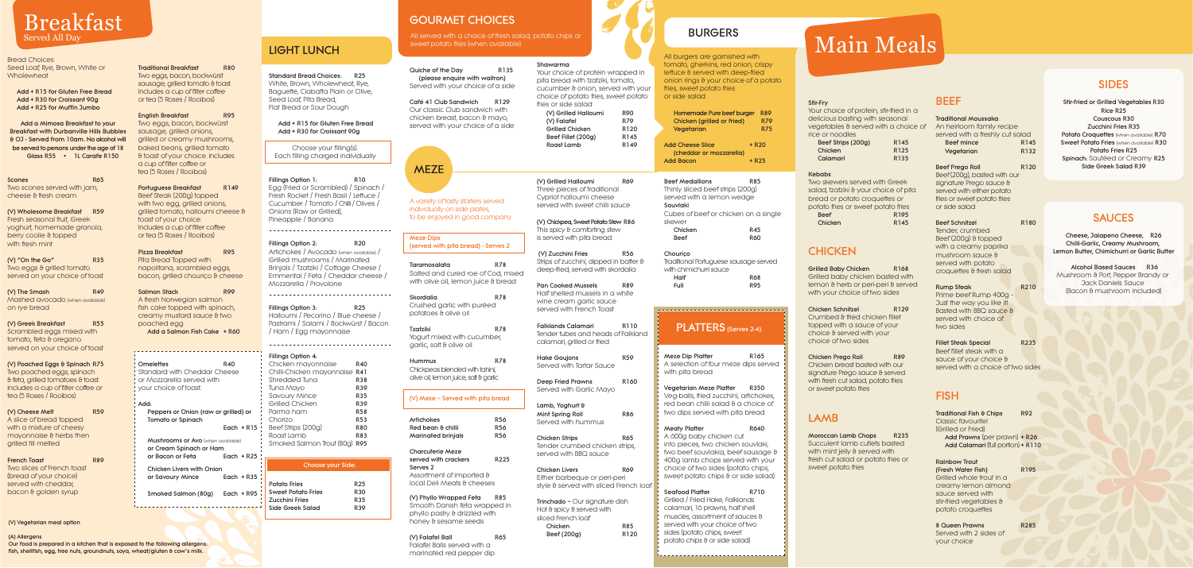# Breakfast

Served All Day

Bread Choices:
Seed Loaf, Rye, Brown, White or Wholewheat

Add + R15 for Gluten Free Bread
Add + R30 for Croissant 90g
Add + R25 for Muffin Jumbo

Add a Mimosa Breakfast to your Breakfast with Durbanville Hills Bubbles & OJ - Served from 10am. No alcohol will be served to persons under the age of 18
Glass R55 • 1L Carafe R150

**Scones** R65
Two scones served with jam, cheese & fresh cream

**(V) Wholesome Breakfast** R59
Fresh seasonal fruit, Greek yoghurt, homemade granola, berry coolie & topped with fresh mint

**(V) "On the Go"** R35
Two eggs & grilled tomato served on your choice of toast

**(V) The Smash** R49
Mashed avocado (when available) on rye bread

**(V) Greek Breakfast** R55
Scrambled eggs mixed with tomato, feta & oregano served on your choice of toast

**(V) Poached Eggs & Spinach** R75
Two poached eggs, spinach & feta, grilled tomatoes & toast. Includes a cup of filter coffee or tea (5 Roses / Rooibos)

**(V) Cheese Melt** R59
A slice of bread topped with a mixture of cheesy mayonnaise & herbs then grilled till melted

**French Toast** R89
Two slices of French toast (bread of your choice) served with cheddar, bacon & golden syrup

**Traditional Breakfast** R80
Two eggs, bacon, bockwürst sausage, grilled tomato & toast. Includes a cup of filter coffee or tea (5 Roses / Rooibos)

**English Breakfast** R95
Two eggs, bacon, bockwürst sausage, grilled onions, grilled or creamy mushrooms, baked beans, grilled tomato & toast of your choice. Includes a cup of filter coffee or tea (5 Roses / Rooibos)

**Portuguese Breakfast** R149
Beef Steak (200g) topped with two egg, grilled onions, grilled tomato, halloumi cheese & toast of your choice. Includes a cup of filter coffee or tea (5 Roses / Rooibos)

**Pizza Breakfast** R95
Pita Bread Topped with napolitana, scrambled eggs, bacon, grilled chouriço & cheese

**Salmon Stack** R99
A fresh Norwegian salmon fish cake topped with spinach, creamy mustard sauce & two poached egg
Add a Salmon Fish Cake + R60

**Omelettes** R40
Standard with Cheddar Cheese or Mozzarella served with your choice of toast.

Add:
- Peppers or Onion (raw or grilled) or Tomato or Spinach — Each + R15
- Mushrooms or Avo (when available) or Cream Spinach or Ham or Bacon or Feta — Each + R25
- Chicken Livers with Onion or Savoury Mince — Each + R35
- Smoked Salmon (80g) — Each + R95

(V) Vegetarian meal option

(A) Allergens
Our food is prepared in a kitchen that is exposed to the following allergens: fish, shellfish, egg, tree nuts, groundnuts, soya, wheat/gluten & cow's milk.

## LIGHT LUNCH

**Standard Bread Choices:** R25
White, Brown, Wholewheat, Rye, Baguette, Ciabatta Plain or Olive, Seed Loaf, Pita Bread, Flat Bread or Sour Dough

Add + R15 for Gluten Free Bread
Add + R30 for Croissant 90g

Choose your filling(s). Each filling charged individually

**Fillings Option 1:** R10
Egg (Fried or Scrambled) / Spinach / Fresh Rocket / Fresh Basil / Lettuce / Cucumber / Tomato / Chili / Olives / Onions (Raw or Grilled), Pineapple / Banana

**Fillings Option 2:** R20
Artichokes / Avocado (when available) / Grilled mushrooms / Marinated Brinjals / Tzatziki / Cottage Cheese / Emmental / Feta / Cheddar cheese / Mozzarella / Provolone

**Fillings Option 3:** R25
Halloumi / Pecorino / Blue cheese / Pastrami / Salami / Bockwürst / Bacon / Ham / Egg mayonnaise

**Fillings Option 4:**

| | |
|---|---|
| Chicken mayonnaise | R40 |
| Chilli-Chicken mayonnaise | R41 |
| Shredded Tuna | R38 |
| Tuna Mayo | R39 |
| Savoury Mince | R35 |
| Grilled Chicken | R39 |
| Parma ham | R58 |
| Chorizo | R53 |
| Beef Strips (200g) | R80 |
| Roast Lamb | R83 |
| Smoked Salmon Trout (80g) | R95 |

**Choose your Side:**

| | |
|---|---|
| Potato Fries | R25 |
| Sweet Potato Fries | R30 |
| Zucchini Fries | R35 |
| Side Greek Salad | R39 |

## GOURMET CHOICES

All served with a choice of fresh salad, potato chips or sweet potato fries (when available)

**Quiche of the Day** R135
(please enquire with waitron)
Served with your choice of a side

**Café 41 Club Sandwich** R129
Our classic Club sandwich with chicken breast, bacon & mayo, served with your choice of a side

**Shawarma**
Your choice of protein wrapped in pita bread with tzatziki, tomato, cucumber & onion, served with your choice of potato fries, sweet potato fries or side salad

| | |
|---|---|
| (V) Grilled Halloumi | R90 |
| (V) Falafel | R79 |
| Grilled Chicken | R120 |
| Beef Fillet (200g) | R145 |
| Roast Lamb | R149 |

## MEZE

A variety of tasty starters served individually on side plates, to be enjoyed in good company

*Meze Dips (served with pita bread) - Serves 2*

**Taramosalata** R78
Salted and cured roe of Cod, mixed with olive oil, lemon juice & bread

**Skordalia** R78
Crushed garlic with puréed potatoes & olive oil

**Tzatziki** R78
Yogurt mixed with cucumber, garlic, salt & olive oil

**Hummus** R78
Chickpeas blended with tahini, olive oil, lemon juice, salt & garlic

*(V) Meze – Served with pita bread*

| | |
|---|---|
| Artichokes | R56 |
| Red bean & chilli | R56 |
| Marinated brinjals | R56 |

**Charcuterie Meze served with crackers** R225
Serves 2
Assortment of imported & local Deli Meats & cheeses

**(V) Phyllo Wrapped Feta** R85
Smooth Danish feta wrapped in phyllo pastry & drizzled with honey & sesame seeds

**(V) Falafel Ball** R65
Falafel Balls served with a marinated red pepper dip

**(V) Grilled Halloumi** R69
Three pieces of traditional Cypriot halloumi cheese served with sweet chilli sauce

**(V) Chickpea, Sweet Potato Stew** R86
This spicy & comforting stew is served with pita bread

**(V) Zucchini Fries** R56
Strips of zucchini, dipped in batter & deep-fried, served with skordalia

**Pan Cooked Mussels** R89
Half shelled mussels in a white wine cream garlic sauce served with French Toast

**Falklands Calamari** R110
Tender tubes and heads of Falkland calamari, grilled or fried

**Hake Goujons** R59
Served with Tartar Sauce

**Deep Fried Prawns** R160
Served with Garlic Mayo

**Lamb, Yoghurt & Mint Spring Roll** R86
Served with hummus

**Chicken Strips** R65
Tender crumbed chicken strips, served with BBQ sauce

**Chicken Livers** R69
Either barbeque or peri-peri style & served with sliced French loaf

**Trinchado** – Our signature dish
Hot & spicy & served with sliced French loaf

| | |
|---|---|
| Chicken | R85 |
| Beef (200g) | R120 |

## BURGERS

All burgers are garnished with tomato, gherkins, red onion, crispy lettuce & served with deep-fried onion rings & your choice of a potato fries, sweet potato fries or side salad

| | |
|---|---|
| Homemade Pure beef burger | R89 |
| Chicken (grilled or fried) | R79 |
| Vegetarian | R75 |
| Add Cheese Slice (cheddar or mozzarella) | + R20 |
| Add Bacon | + R25 |

**Beef Medallions** R85
Thinly sliced beef strips (200g) served with a lemon wedge

**Souvlaki**
Cubes of beef or chicken on a single skewer

| | |
|---|---|
| Chicken | R45 |
| Beef | R60 |

**Chouriço**
Traditional Portuguese sausage served with chimichurri sauce

| | |
|---|---|
| Half | R68 |
| Full | R95 |

## PLATTERS (Serves 2-4)

**Meze Dip Platter** R165
A selection of four meze dips served with pita bread

**Vegetarian Meze Platter** R350
Veg-balls, fried zucchini, artichokes, red bean chilli salad & a choice of two dips served with pita bread

**Meaty Platter** R640
A 600g baby chicken cut into pieces, two chicken souvlaki, two beef souvlakia, beef sausage & 400g lamb chops served with your choice of two sides (potato chips, sweet potato chips & or side salad)

**Seafood Platter** R710
Grilled / Fried Hake, Falklands calamari, 16 prawns, half shell muscles, assortment of sauces & served with your choice of two sides (potato chips, sweet potato chips & or side salad)

# Main Meals

**Stir-Fry**
Your choice of protein, stir-fried in a delicious basting with seasonal vegetables & served with a choice of rice or noodles

| | |
|---|---|
| Beef Strips (200g) | R145 |
| Chicken | R125 |
| Calamari | R135 |

**Kebabs**
Two skewers served with Greek salad, tzatziki & your choice of pita bread or potato croquettes or potato fries or sweet potato fries

| | |
|---|---|
| Beef | R195 |
| Chicken | R145 |

## CHICKEN

**Grilled Baby Chicken** R168
Grilled baby chicken basted with lemon & herb or peri-peri & served with your choice of two sides

**Chicken Schnitzel** R129
Crumbed & fried chicken fillet topped with a sauce of your choice & served with your choice of two sides

**Chicken Prego Roll** R89
Chicken breast basted with our signature Prego sauce & served with fresh cut salad, potato fries or sweet potato fries

## LAMB

**Moroccan Lamb Chops** R235
Succulent lamb cutlets basted with mint jelly & served with fresh cut salad or potato fries or sweet potato fries

## BEEF

**Traditional Moussaka**
An heirloom family recipe served with a freshly cut salad

| | |
|---|---|
| Beef mince | R145 |
| Vegetarian | R132 |

**Beef Prego Roll** R120
Beef (200g), basted with our signature Prego sauce & served with either potato fries or sweet potato fries or side salad

**Beef Schnitzel** R180
Tender, crumbed Beef (200g) & topped with a creamy paprika mushroom sauce & served with potato croquettes & fresh salad

**Rump Steak** R210
Prime beef Rump 400g - Just the way you like it! Basted with BBQ sauce & served with choice of two sides

**Fillet Steak Special** R235
Beef fillet steak with a sauce of your choice & served with a choice of two sides

## FISH

**Traditional Fish & Chips** R92
Classic favourite!
(Grilled or Fried)
Add Prawns (per prawn) + R26
Add Calamari (full portion) + R110

**Rainbow Trout (Fresh Water Fish)** R195
Grilled whole trout in a creamy lemon almond sauce served with stir-fried vegetables & potato croquettes

**8 Queen Prawns** R285
Served with 2 sides of your choice

## SIDES

Stir-fried or Grilled Vegetables R30
Rice R25
Couscous R30
Zucchini Fries R35
Potato Croquettes (when available) R70
Sweet Potato Fries (when available) R30
Potato Fries R25
Spinach: Sautéed or Creamy R25
Side Greek Salad R39

## SAUCES

Cheese, Jalapeno Cheese, R26
Chilli-Garlic, Creamy Mushroom, Lemon Butter, Chimichurri or Garlic Butter

Alcohol Based Sauces R36
Mushroom & Port, Pepper Brandy or Jack Daniels Sauce
(Bacon & mushroom included)